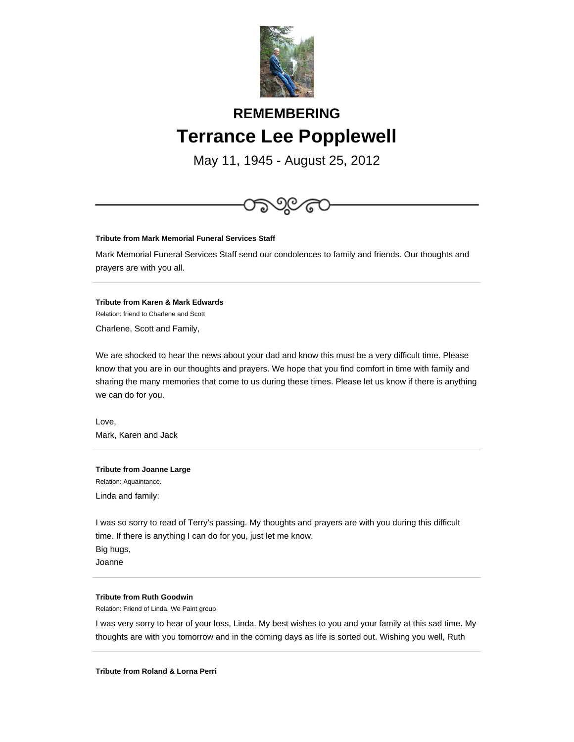# REMEMBERING

# Terrance Lee Popplewell

May 11, 1945 - August 25, 2012

---

**Tribute from Mark Memorial Funeral Services Staff**

Mark Memorial Funeral Services Staff send our condolences to family and friends. Our thoughts and prayers are with you all.

---

**Tribute from Karen & Mark Edwards**

Relation: friend to Charlene and Scott

Charlene, Scott and Family,

We are shocked to hear the news about your dad and know this must be a very difficult time. Please know that you are in our thoughts and prayers. We hope that you find comfort in time with family and sharing the many memories that come to us during these times. Please let us know if there is anything we can do for you.

Love,
Mark, Karen and Jack

---

**Tribute from Joanne Large**

Relation: Aquaintance.

Linda and family:

I was so sorry to read of Terry's passing. My thoughts and prayers are with you during this difficult time. If there is anything I can do for you, just let me know.
Big hugs,
Joanne

---

**Tribute from Ruth Goodwin**

Relation: Friend of Linda, We Paint group

I was very sorry to hear of your loss, Linda. My best wishes to you and your family at this sad time. My thoughts are with you tomorrow and in the coming days as life is sorted out. Wishing you well, Ruth

---

**Tribute from Roland & Lorna Perri**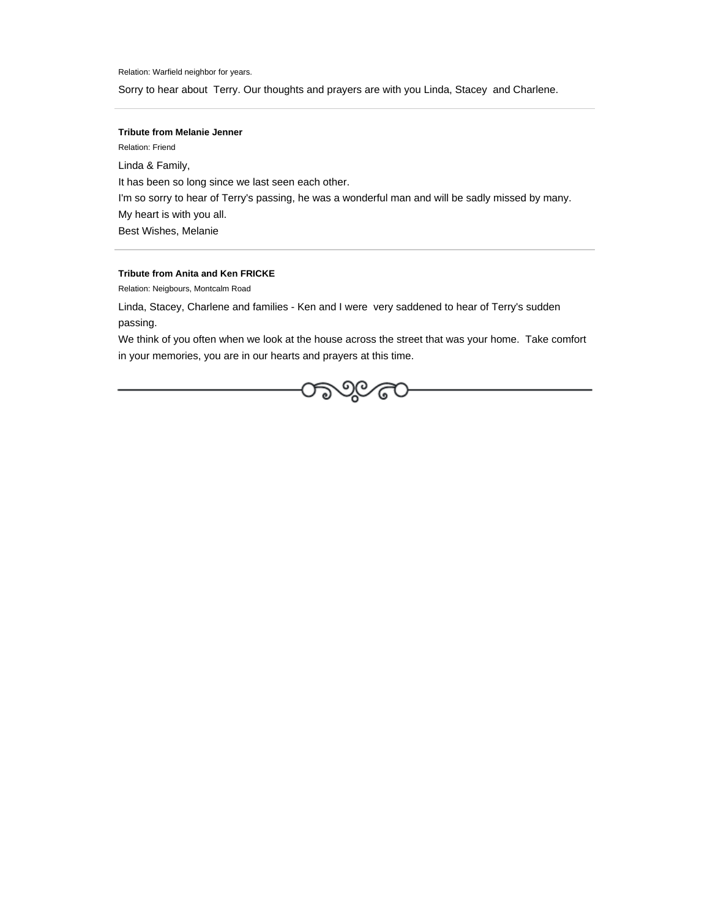Relation: Warfield neighbor for years.

Sorry to hear about Terry. Our thoughts and prayers are with you Linda, Stacey and Charlene.

---

**Tribute from Melanie Jenner**

Relation: Friend

Linda & Family,

It has been so long since we last seen each other.

I'm so sorry to hear of Terry's passing, he was a wonderful man and will be sadly missed by many.

My heart is with you all.

Best Wishes, Melanie

---

**Tribute from Anita and Ken FRICKE**

Relation: Neigbours, Montcalm Road

Linda, Stacey, Charlene and families - Ken and I were very saddened to hear of Terry's sudden passing.

We think of you often when we look at the house across the street that was your home. Take comfort in your memories, you are in our hearts and prayers at this time.